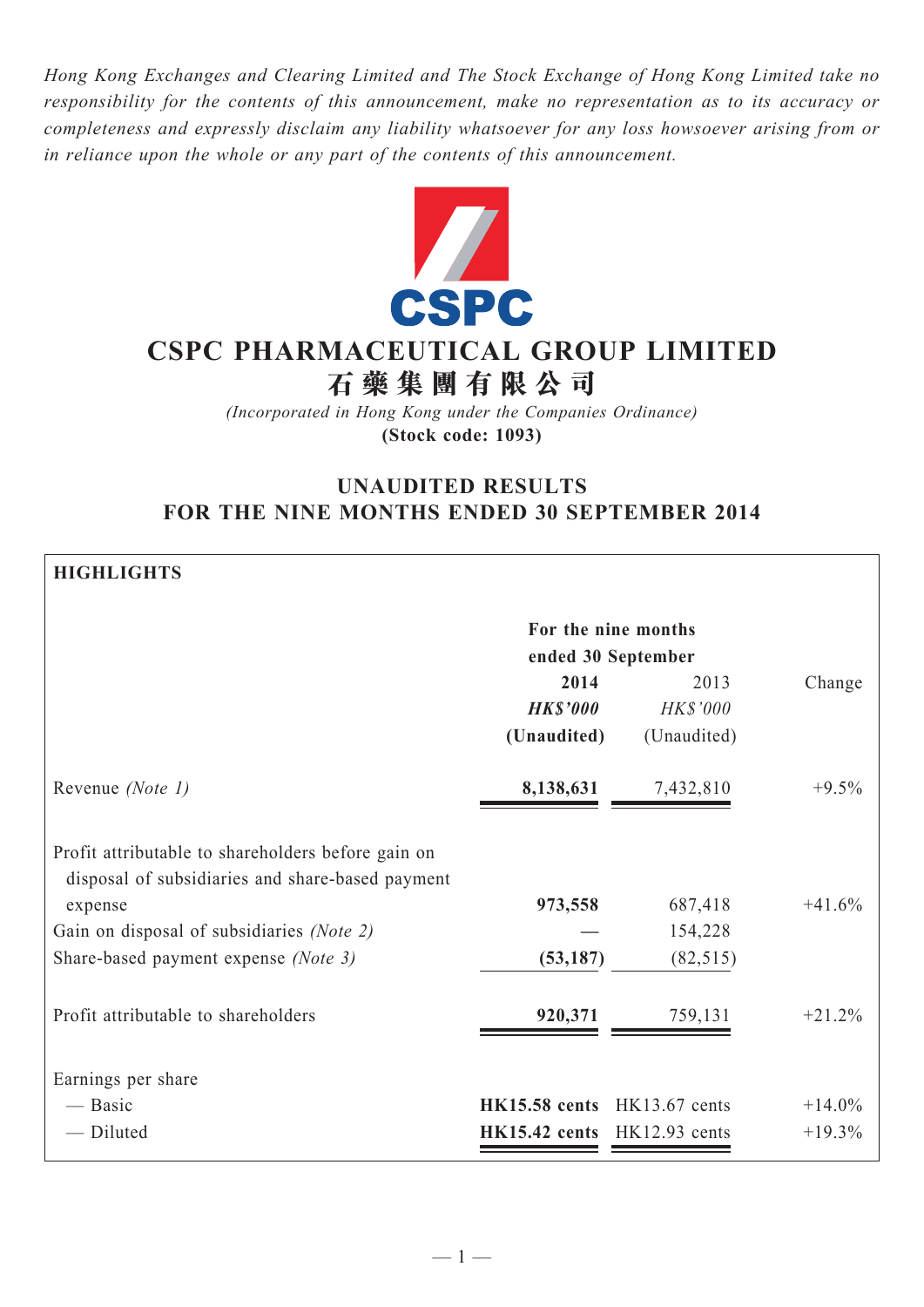*Hong Kong Exchanges and Clearing Limited and The Stock Exchange of Hong Kong Limited take no responsibility for the contents of this announcement, make no representation as to its accuracy or completeness and expressly disclaim any liability whatsoever for any loss howsoever arising from or in reliance upon the whole or any part of the contents of this announcement.*

# CSPC PHARMACEUTICAL GROUP LIMITED
# 石藥集團有限公司

*(Incorporated in Hong Kong under the Companies Ordinance)*
**(Stock code: 1093)**

## UNAUDITED RESULTS FOR THE NINE MONTHS ENDED 30 SEPTEMBER 2014

**HIGHLIGHTS**

| | For the nine months ended 30 September | | |
|---|---|---|---|
| | **2014** | 2013 | Change |
| | ***HK$'000*** | *HK$'000* | |
| | **(Unaudited)** | (Unaudited) | |
| Revenue *(Note 1)* | **8,138,631** | 7,432,810 | +9.5% |
| Profit attributable to shareholders before gain on disposal of subsidiaries and share-based payment expense | **973,558** | 687,418 | +41.6% |
| Gain on disposal of subsidiaries *(Note 2)* | **—** | 154,228 | |
| Share-based payment expense *(Note 3)* | **(53,187)** | (82,515) | |
| Profit attributable to shareholders | **920,371** | 759,131 | +21.2% |
| Earnings per share | | | |
| — Basic | **HK15.58 cents** | HK13.67 cents | +14.0% |
| — Diluted | **HK15.42 cents** | HK12.93 cents | +19.3% |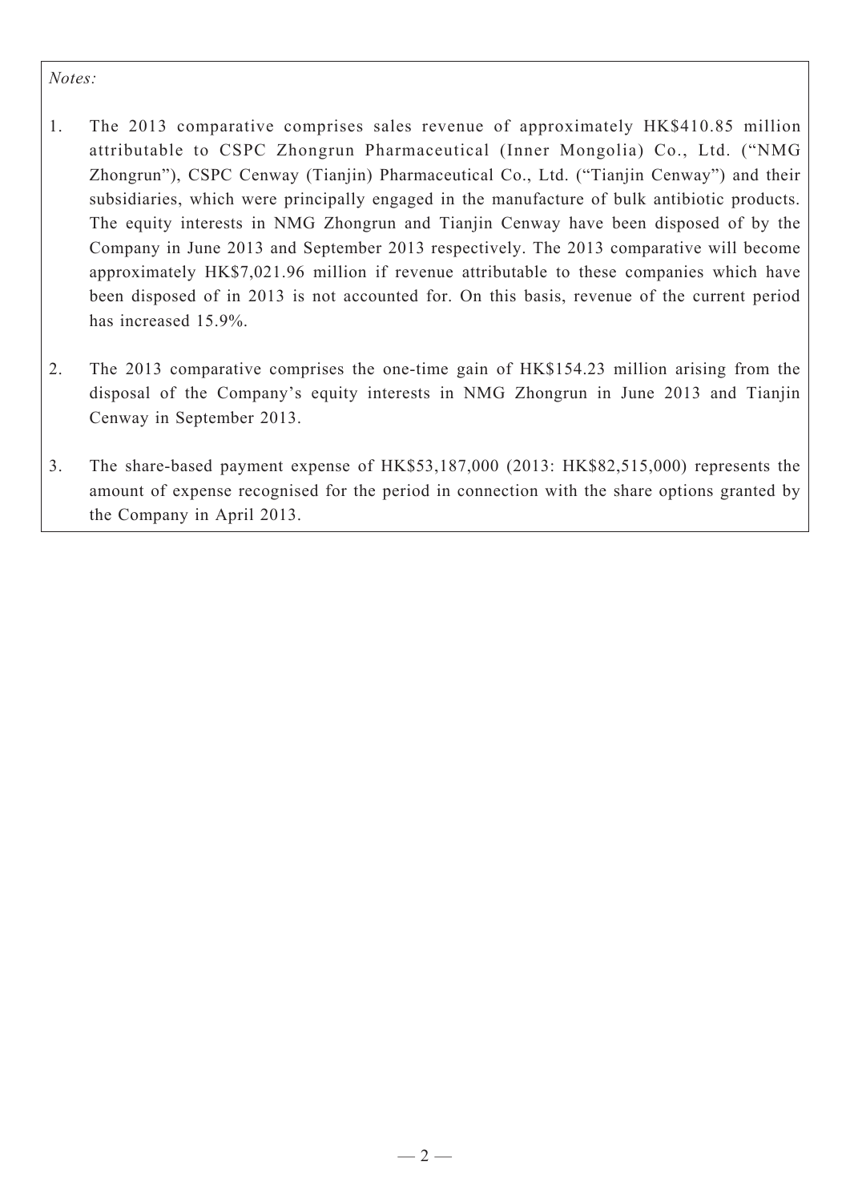*Notes:*

1. The 2013 comparative comprises sales revenue of approximately HK$410.85 million attributable to CSPC Zhongrun Pharmaceutical (Inner Mongolia) Co., Ltd. ("NMG Zhongrun"), CSPC Cenway (Tianjin) Pharmaceutical Co., Ltd. ("Tianjin Cenway") and their subsidiaries, which were principally engaged in the manufacture of bulk antibiotic products. The equity interests in NMG Zhongrun and Tianjin Cenway have been disposed of by the Company in June 2013 and September 2013 respectively. The 2013 comparative will become approximately HK$7,021.96 million if revenue attributable to these companies which have been disposed of in 2013 is not accounted for. On this basis, revenue of the current period has increased 15.9%.

2. The 2013 comparative comprises the one-time gain of HK$154.23 million arising from the disposal of the Company's equity interests in NMG Zhongrun in June 2013 and Tianjin Cenway in September 2013.

3. The share-based payment expense of HK$53,187,000 (2013: HK$82,515,000) represents the amount of expense recognised for the period in connection with the share options granted by the Company in April 2013.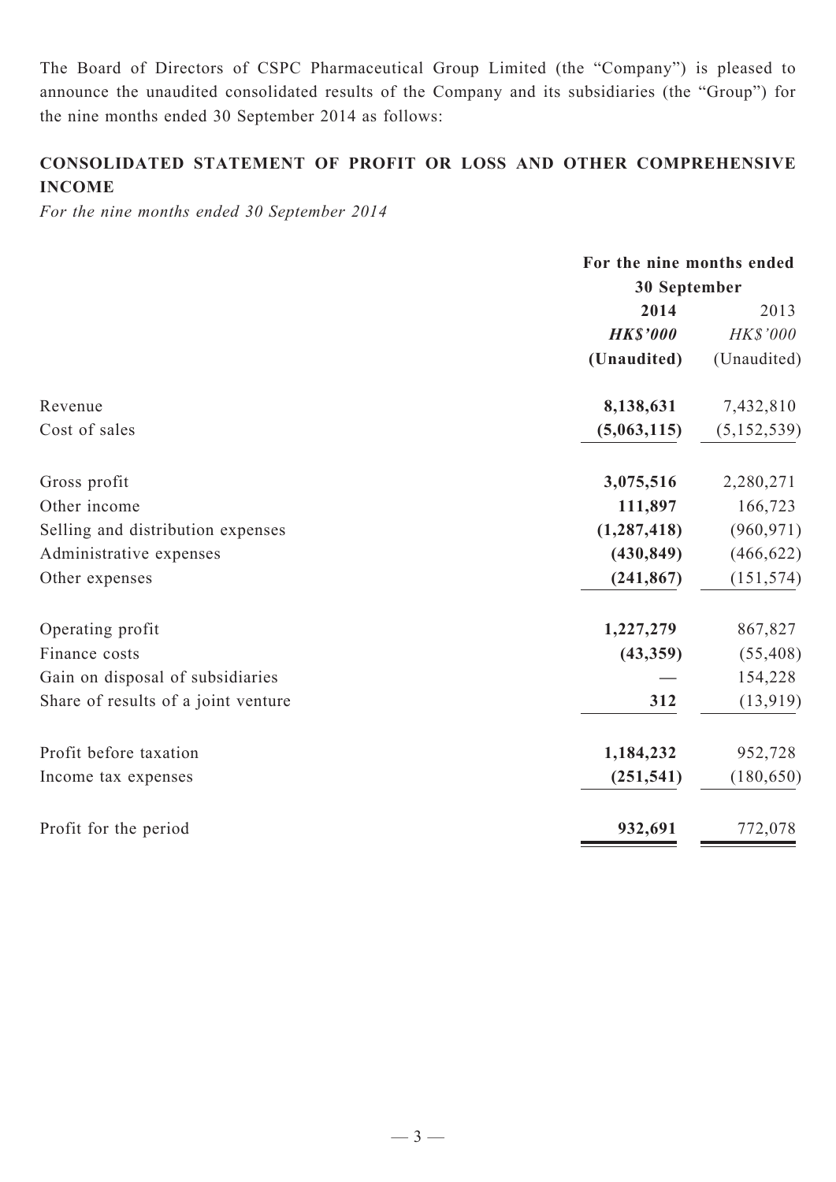The Board of Directors of CSPC Pharmaceutical Group Limited (the "Company") is pleased to announce the unaudited consolidated results of the Company and its subsidiaries (the "Group") for the nine months ended 30 September 2014 as follows:

## CONSOLIDATED STATEMENT OF PROFIT OR LOSS AND OTHER COMPREHENSIVE INCOME

*For the nine months ended 30 September 2014*

| | For the nine months ended 30 September | |
|---|---|---|
| | **2014** | 2013 |
| | ***HK$'000*** | *HK$'000* |
| | **(Unaudited)** | (Unaudited) |
| Revenue | **8,138,631** | 7,432,810 |
| Cost of sales | **(5,063,115)** | (5,152,539) |
| Gross profit | **3,075,516** | 2,280,271 |
| Other income | **111,897** | 166,723 |
| Selling and distribution expenses | **(1,287,418)** | (960,971) |
| Administrative expenses | **(430,849)** | (466,622) |
| Other expenses | **(241,867)** | (151,574) |
| Operating profit | **1,227,279** | 867,827 |
| Finance costs | **(43,359)** | (55,408) |
| Gain on disposal of subsidiaries | **—** | 154,228 |
| Share of results of a joint venture | **312** | (13,919) |
| Profit before taxation | **1,184,232** | 952,728 |
| Income tax expenses | **(251,541)** | (180,650) |
| Profit for the period | **932,691** | 772,078 |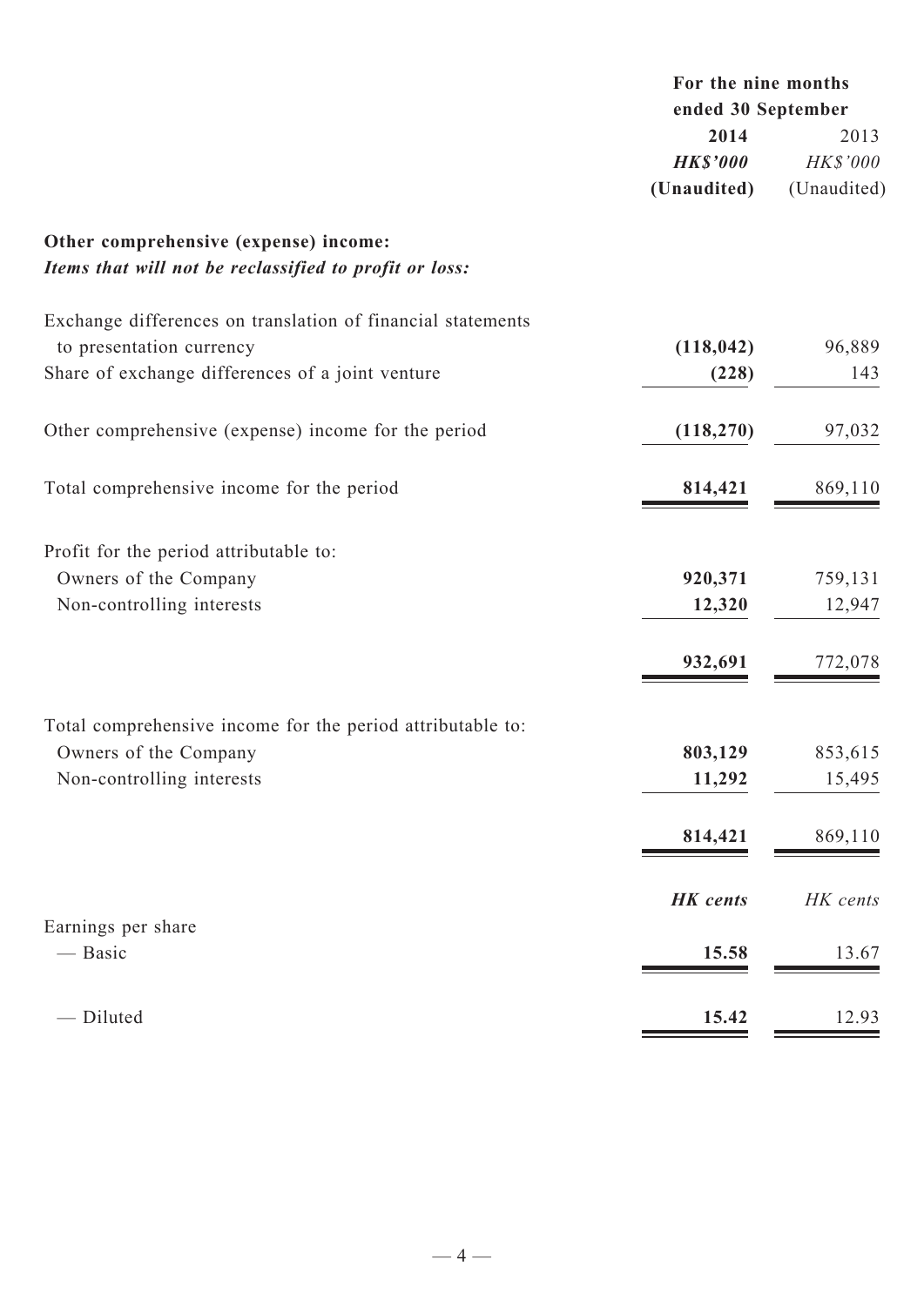| | For the nine months ended 30 September | |
|---|---|---|
| | **2014** | 2013 |
| | ***HK$'000*** | *HK$'000* |
| | **(Unaudited)** | (Unaudited) |
| **Other comprehensive (expense) income:** | | |
| ***Items that will not be reclassified to profit or loss:*** | | |
| Exchange differences on translation of financial statements to presentation currency | **(118,042)** | 96,889 |
| Share of exchange differences of a joint venture | **(228)** | 143 |
| Other comprehensive (expense) income for the period | **(118,270)** | 97,032 |
| Total comprehensive income for the period | **814,421** | 869,110 |
| Profit for the period attributable to: | | |
| Owners of the Company | **920,371** | 759,131 |
| Non-controlling interests | **12,320** | 12,947 |
| | **932,691** | 772,078 |
| Total comprehensive income for the period attributable to: | | |
| Owners of the Company | **803,129** | 853,615 |
| Non-controlling interests | **11,292** | 15,495 |
| | **814,421** | 869,110 |
| | ***HK cents*** | *HK cents* |
| Earnings per share | | |
| — Basic | **15.58** | 13.67 |
| — Diluted | **15.42** | 12.93 |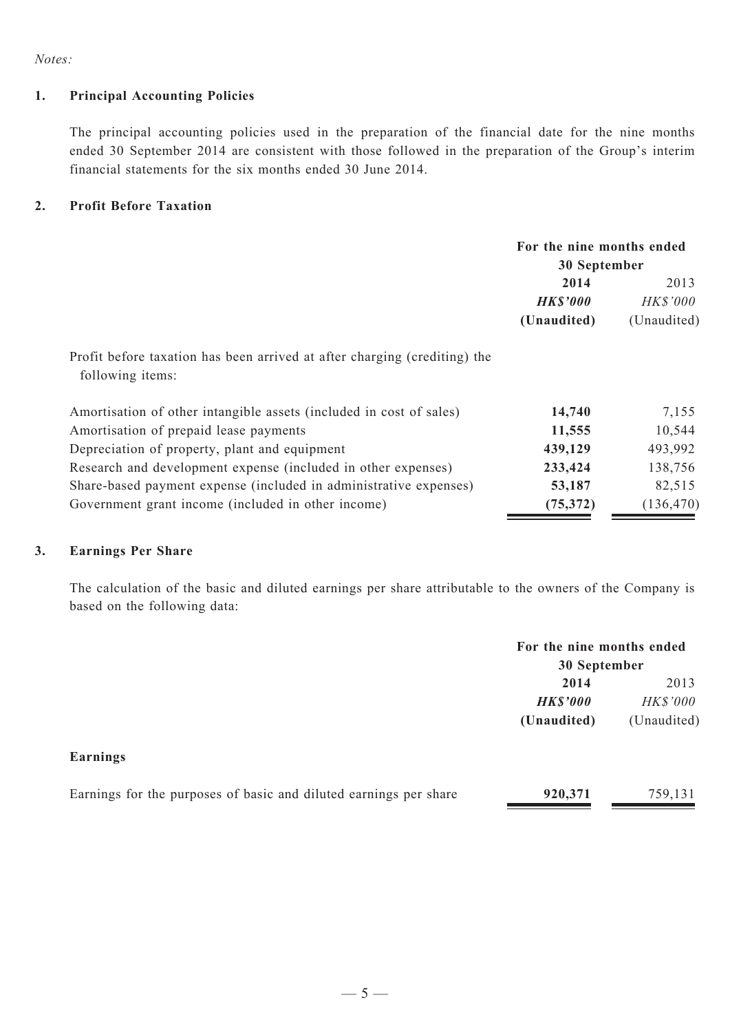*Notes:*

## 1. Principal Accounting Policies

The principal accounting policies used in the preparation of the financial date for the nine months ended 30 September 2014 are consistent with those followed in the preparation of the Group's interim financial statements for the six months ended 30 June 2014.

## 2. Profit Before Taxation

| | For the nine months ended 30 September | |
|---|---|---|
| | **2014** | 2013 |
| | ***HK$'000*** | *HK$'000* |
| | **(Unaudited)** | (Unaudited) |
| Profit before taxation has been arrived at after charging (crediting) the following items: | | |
| Amortisation of other intangible assets (included in cost of sales) | **14,740** | 7,155 |
| Amortisation of prepaid lease payments | **11,555** | 10,544 |
| Depreciation of property, plant and equipment | **439,129** | 493,992 |
| Research and development expense (included in other expenses) | **233,424** | 138,756 |
| Share-based payment expense (included in administrative expenses) | **53,187** | 82,515 |
| Government grant income (included in other income) | **(75,372)** | (136,470) |

## 3. Earnings Per Share

The calculation of the basic and diluted earnings per share attributable to the owners of the Company is based on the following data:

| | For the nine months ended 30 September | |
|---|---|---|
| | **2014** | 2013 |
| | ***HK$'000*** | *HK$'000* |
| | **(Unaudited)** | (Unaudited) |
| **Earnings** | | |
| Earnings for the purposes of basic and diluted earnings per share | **920,371** | 759,131 |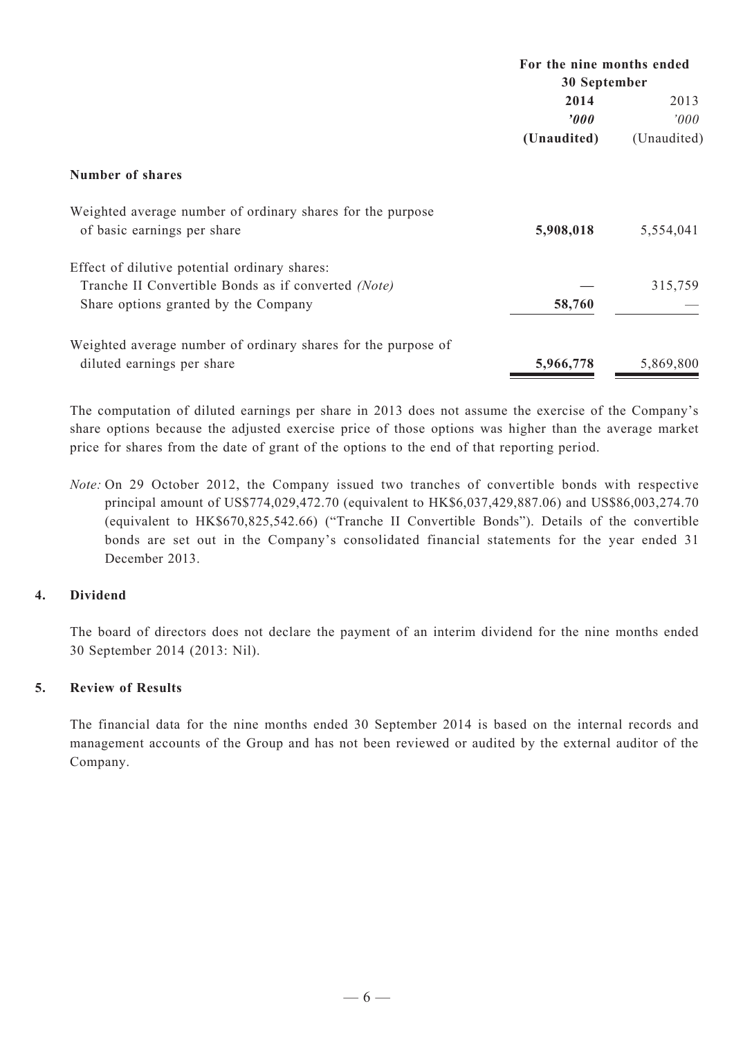| | For the nine months ended 30 September | |
|---|---|---|
| | **2014** | 2013 |
| | ***'000*** | *'000* |
| | **(Unaudited)** | (Unaudited) |
| **Number of shares** | | |
| Weighted average number of ordinary shares for the purpose of basic earnings per share | **5,908,018** | 5,554,041 |
| Effect of dilutive potential ordinary shares: | | |
| Tranche II Convertible Bonds as if converted *(Note)* | **—** | 315,759 |
| Share options granted by the Company | **58,760** | — |
| Weighted average number of ordinary shares for the purpose of diluted earnings per share | **5,966,778** | 5,869,800 |

The computation of diluted earnings per share in 2013 does not assume the exercise of the Company's share options because the adjusted exercise price of those options was higher than the average market price for shares from the date of grant of the options to the end of that reporting period.

*Note:* On 29 October 2012, the Company issued two tranches of convertible bonds with respective principal amount of US$774,029,472.70 (equivalent to HK$6,037,429,887.06) and US$86,003,274.70 (equivalent to HK$670,825,542.66) ("Tranche II Convertible Bonds"). Details of the convertible bonds are set out in the Company's consolidated financial statements for the year ended 31 December 2013.

## 4. Dividend

The board of directors does not declare the payment of an interim dividend for the nine months ended 30 September 2014 (2013: Nil).

## 5. Review of Results

The financial data for the nine months ended 30 September 2014 is based on the internal records and management accounts of the Group and has not been reviewed or audited by the external auditor of the Company.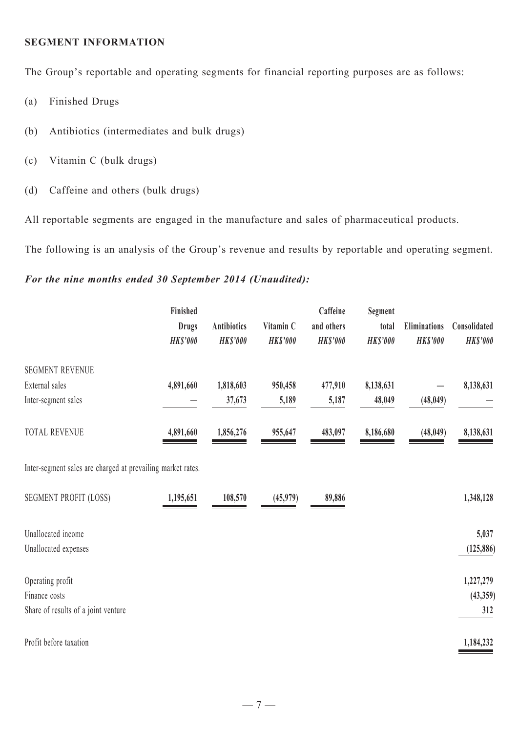## SEGMENT INFORMATION

The Group's reportable and operating segments for financial reporting purposes are as follows:

(a) Finished Drugs

(b) Antibiotics (intermediates and bulk drugs)

(c) Vitamin C (bulk drugs)

(d) Caffeine and others (bulk drugs)

All reportable segments are engaged in the manufacture and sales of pharmaceutical products.

The following is an analysis of the Group's revenue and results by reportable and operating segment.

***For the nine months ended 30 September 2014 (Unaudited):***

| | Finished Drugs | Antibiotics | Vitamin C | Caffeine and others | Segment total | Eliminations | Consolidated |
|---|---|---|---|---|---|---|---|
| | *HK$'000* | *HK$'000* | *HK$'000* | *HK$'000* | *HK$'000* | *HK$'000* | *HK$'000* |
| SEGMENT REVENUE | | | | | | | |
| External sales | **4,891,660** | **1,818,603** | **950,458** | **477,910** | **8,138,631** | — | **8,138,631** |
| Inter-segment sales | — | **37,673** | **5,189** | **5,187** | **48,049** | **(48,049)** | — |
| TOTAL REVENUE | **4,891,660** | **1,856,276** | **955,647** | **483,097** | **8,186,680** | **(48,049)** | **8,138,631** |
| Inter-segment sales are charged at prevailing market rates. | | | | | | | |
| SEGMENT PROFIT (LOSS) | **1,195,651** | **108,570** | **(45,979)** | **89,886** | | | **1,348,128** |
| Unallocated income | | | | | | | **5,037** |
| Unallocated expenses | | | | | | | **(125,886)** |
| Operating profit | | | | | | | **1,227,279** |
| Finance costs | | | | | | | **(43,359)** |
| Share of results of a joint venture | | | | | | | **312** |
| Profit before taxation | | | | | | | **1,184,232** |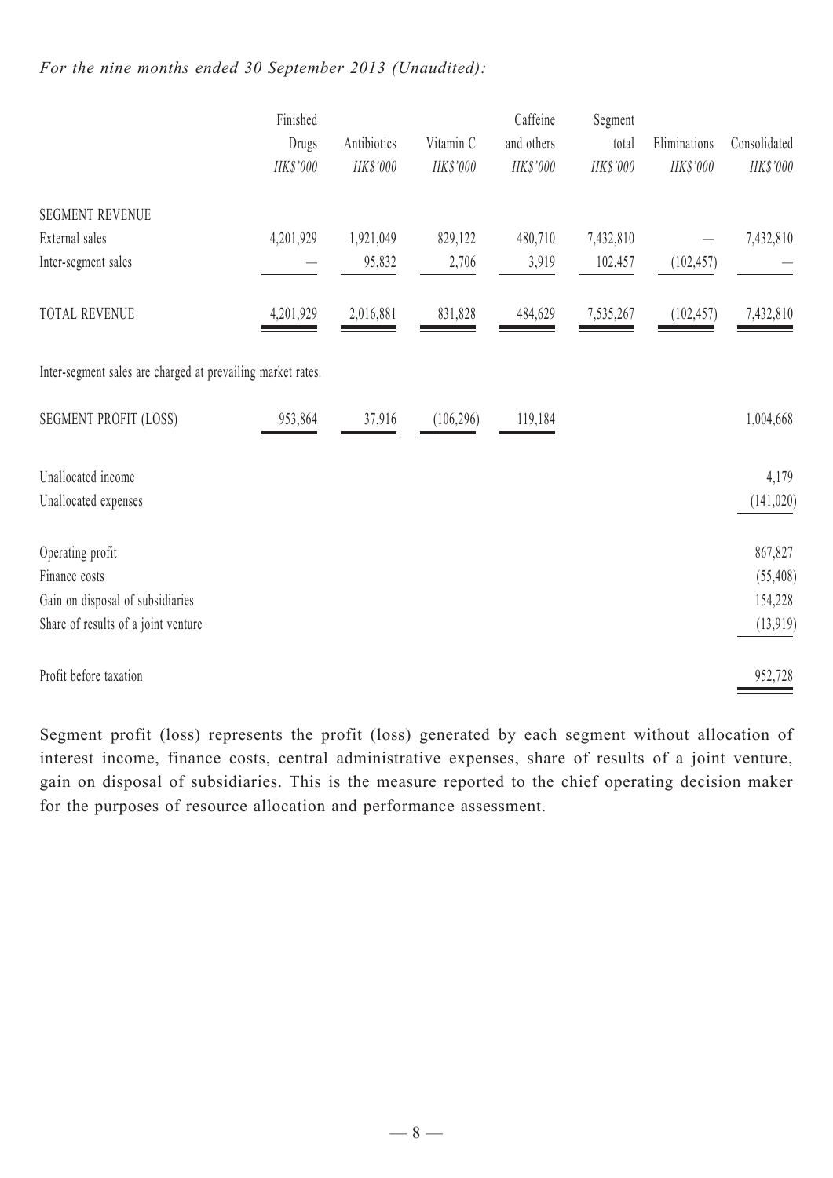*For the nine months ended 30 September 2013 (Unaudited):*

| | Finished Drugs | Antibiotics | Vitamin C | Caffeine and others | Segment total | Eliminations | Consolidated |
|---|---|---|---|---|---|---|---|
| | *HK$'000* | *HK$'000* | *HK$'000* | *HK$'000* | *HK$'000* | *HK$'000* | *HK$'000* |
| SEGMENT REVENUE | | | | | | | |
| External sales | 4,201,929 | 1,921,049 | 829,122 | 480,710 | 7,432,810 | — | 7,432,810 |
| Inter-segment sales | — | 95,832 | 2,706 | 3,919 | 102,457 | (102,457) | — |
| TOTAL REVENUE | 4,201,929 | 2,016,881 | 831,828 | 484,629 | 7,535,267 | (102,457) | 7,432,810 |

Inter-segment sales are charged at prevailing market rates.

| | Finished Drugs | Antibiotics | Vitamin C | Caffeine and others | Segment total | Eliminations | Consolidated |
|---|---|---|---|---|---|---|---|
| SEGMENT PROFIT (LOSS) | 953,864 | 37,916 | (106,296) | 119,184 | | | 1,004,668 |
| Unallocated income | | | | | | | 4,179 |
| Unallocated expenses | | | | | | | (141,020) |
| Operating profit | | | | | | | 867,827 |
| Finance costs | | | | | | | (55,408) |
| Gain on disposal of subsidiaries | | | | | | | 154,228 |
| Share of results of a joint venture | | | | | | | (13,919) |
| Profit before taxation | | | | | | | 952,728 |

Segment profit (loss) represents the profit (loss) generated by each segment without allocation of interest income, finance costs, central administrative expenses, share of results of a joint venture, gain on disposal of subsidiaries. This is the measure reported to the chief operating decision maker for the purposes of resource allocation and performance assessment.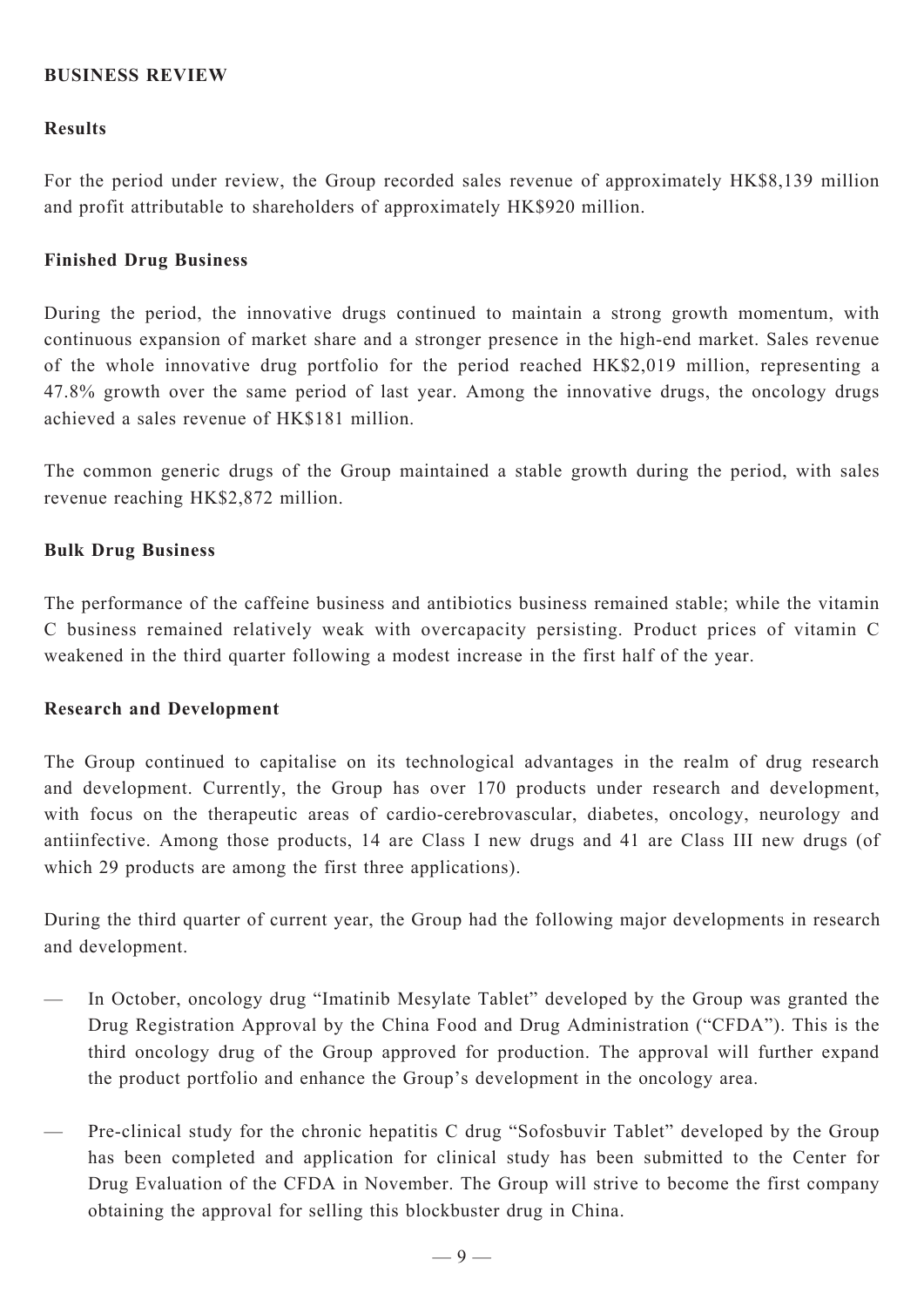## BUSINESS REVIEW

### Results

For the period under review, the Group recorded sales revenue of approximately HK$8,139 million and profit attributable to shareholders of approximately HK$920 million.

### Finished Drug Business

During the period, the innovative drugs continued to maintain a strong growth momentum, with continuous expansion of market share and a stronger presence in the high-end market. Sales revenue of the whole innovative drug portfolio for the period reached HK$2,019 million, representing a 47.8% growth over the same period of last year. Among the innovative drugs, the oncology drugs achieved a sales revenue of HK$181 million.

The common generic drugs of the Group maintained a stable growth during the period, with sales revenue reaching HK$2,872 million.

### Bulk Drug Business

The performance of the caffeine business and antibiotics business remained stable; while the vitamin C business remained relatively weak with overcapacity persisting. Product prices of vitamin C weakened in the third quarter following a modest increase in the first half of the year.

### Research and Development

The Group continued to capitalise on its technological advantages in the realm of drug research and development. Currently, the Group has over 170 products under research and development, with focus on the therapeutic areas of cardio-cerebrovascular, diabetes, oncology, neurology and antiinfective. Among those products, 14 are Class I new drugs and 41 are Class III new drugs (of which 29 products are among the first three applications).

During the third quarter of current year, the Group had the following major developments in research and development.

— In October, oncology drug "Imatinib Mesylate Tablet" developed by the Group was granted the Drug Registration Approval by the China Food and Drug Administration ("CFDA"). This is the third oncology drug of the Group approved for production. The approval will further expand the product portfolio and enhance the Group's development in the oncology area.

— Pre-clinical study for the chronic hepatitis C drug "Sofosbuvir Tablet" developed by the Group has been completed and application for clinical study has been submitted to the Center for Drug Evaluation of the CFDA in November. The Group will strive to become the first company obtaining the approval for selling this blockbuster drug in China.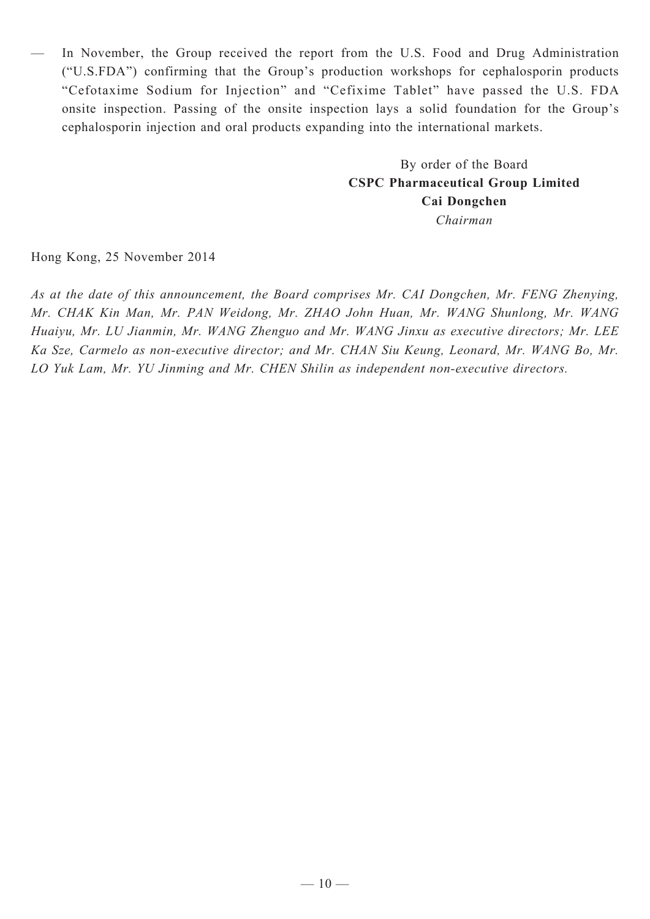— In November, the Group received the report from the U.S. Food and Drug Administration ("U.S.FDA") confirming that the Group's production workshops for cephalosporin products "Cefotaxime Sodium for Injection" and "Cefixime Tablet" have passed the U.S. FDA onsite inspection. Passing of the onsite inspection lays a solid foundation for the Group's cephalosporin injection and oral products expanding into the international markets.

By order of the Board
**CSPC Pharmaceutical Group Limited**
**Cai Dongchen**
*Chairman*

Hong Kong, 25 November 2014

*As at the date of this announcement, the Board comprises Mr. CAI Dongchen, Mr. FENG Zhenying, Mr. CHAK Kin Man, Mr. PAN Weidong, Mr. ZHAO John Huan, Mr. WANG Shunlong, Mr. WANG Huaiyu, Mr. LU Jianmin, Mr. WANG Zhenguo and Mr. WANG Jinxu as executive directors; Mr. LEE Ka Sze, Carmelo as non-executive director; and Mr. CHAN Siu Keung, Leonard, Mr. WANG Bo, Mr. LO Yuk Lam, Mr. YU Jinming and Mr. CHEN Shilin as independent non-executive directors.*